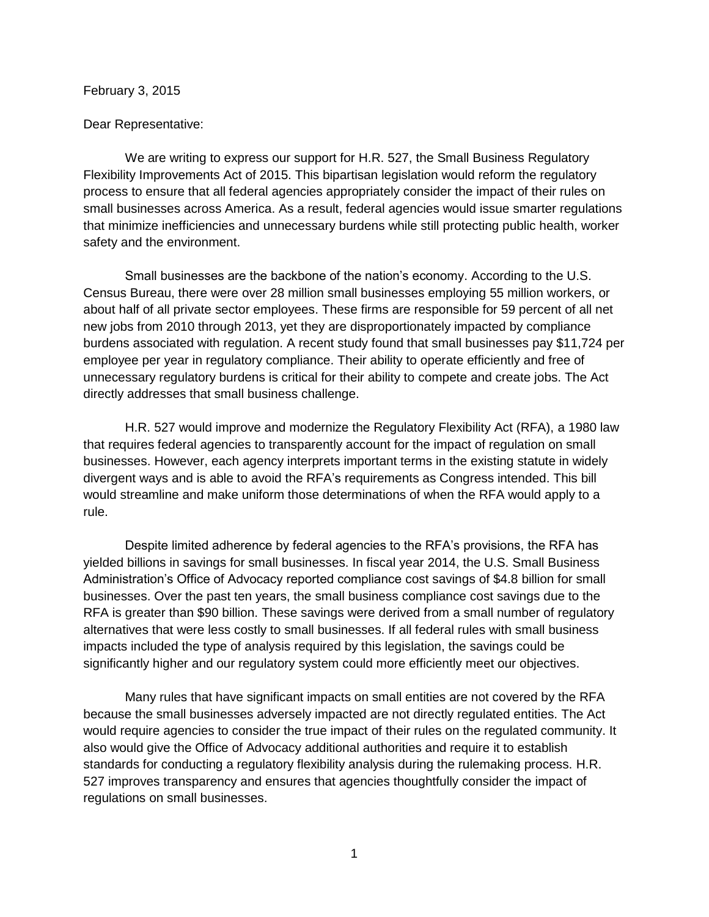February 3, 2015

Dear Representative:

We are writing to express our support for H.R. 527, the Small Business Regulatory Flexibility Improvements Act of 2015. This bipartisan legislation would reform the regulatory process to ensure that all federal agencies appropriately consider the impact of their rules on small businesses across America. As a result, federal agencies would issue smarter regulations that minimize inefficiencies and unnecessary burdens while still protecting public health, worker safety and the environment.

Small businesses are the backbone of the nation's economy. According to the U.S. Census Bureau, there were over 28 million small businesses employing 55 million workers, or about half of all private sector employees. These firms are responsible for 59 percent of all net new jobs from 2010 through 2013, yet they are disproportionately impacted by compliance burdens associated with regulation. A recent study found that small businesses pay $11,724 per employee per year in regulatory compliance. Their ability to operate efficiently and free of unnecessary regulatory burdens is critical for their ability to compete and create jobs. The Act directly addresses that small business challenge.

H.R. 527 would improve and modernize the Regulatory Flexibility Act (RFA), a 1980 law that requires federal agencies to transparently account for the impact of regulation on small businesses. However, each agency interprets important terms in the existing statute in widely divergent ways and is able to avoid the RFA's requirements as Congress intended. This bill would streamline and make uniform those determinations of when the RFA would apply to a rule.

Despite limited adherence by federal agencies to the RFA's provisions, the RFA has yielded billions in savings for small businesses. In fiscal year 2014, the U.S. Small Business Administration's Office of Advocacy reported compliance cost savings of $4.8 billion for small businesses. Over the past ten years, the small business compliance cost savings due to the RFA is greater than $90 billion. These savings were derived from a small number of regulatory alternatives that were less costly to small businesses. If all federal rules with small business impacts included the type of analysis required by this legislation, the savings could be significantly higher and our regulatory system could more efficiently meet our objectives.

Many rules that have significant impacts on small entities are not covered by the RFA because the small businesses adversely impacted are not directly regulated entities. The Act would require agencies to consider the true impact of their rules on the regulated community. It also would give the Office of Advocacy additional authorities and require it to establish standards for conducting a regulatory flexibility analysis during the rulemaking process. H.R. 527 improves transparency and ensures that agencies thoughtfully consider the impact of regulations on small businesses.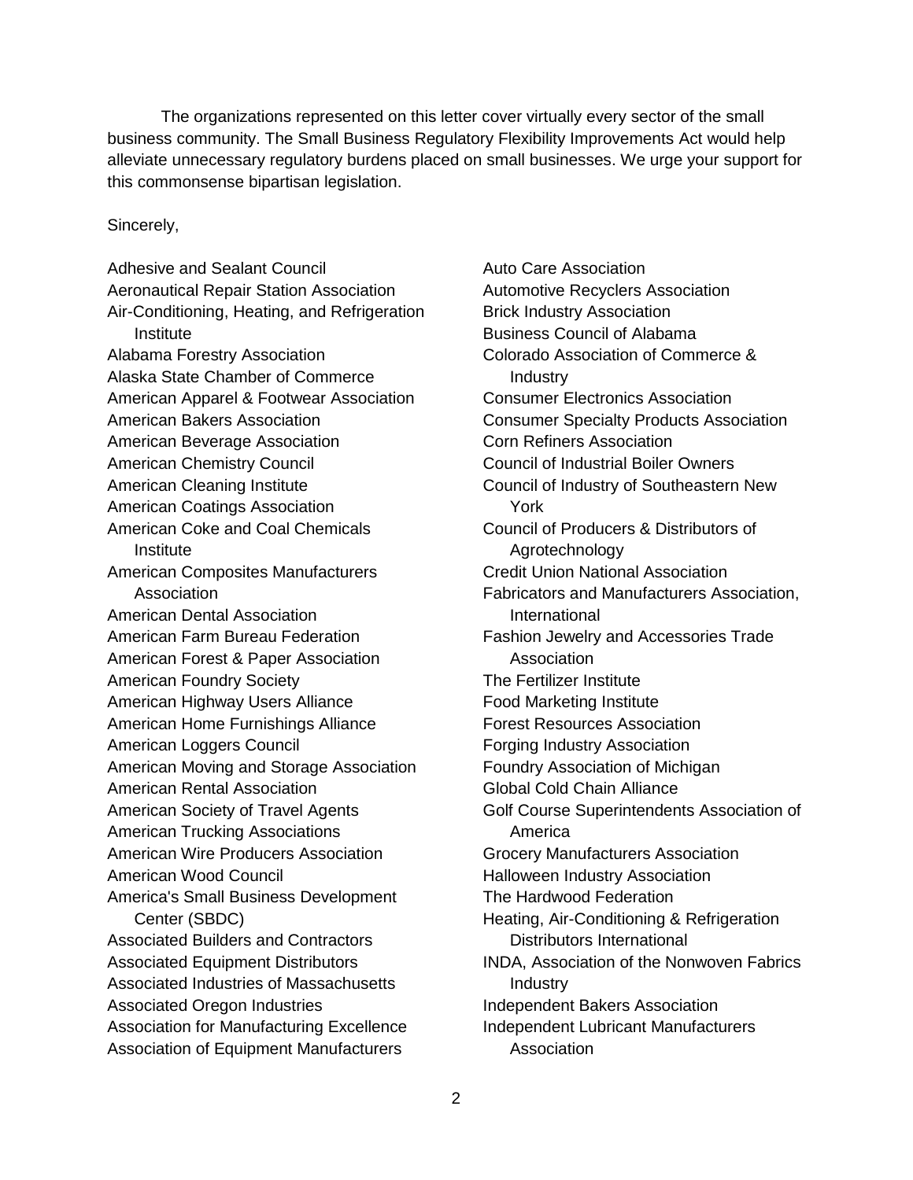The organizations represented on this letter cover virtually every sector of the small business community. The Small Business Regulatory Flexibility Improvements Act would help alleviate unnecessary regulatory burdens placed on small businesses. We urge your support for this commonsense bipartisan legislation.

Sincerely,

Adhesive and Sealant Council
Aeronautical Repair Station Association
Air-Conditioning, Heating, and Refrigeration Institute
Alabama Forestry Association
Alaska State Chamber of Commerce
American Apparel & Footwear Association
American Bakers Association
American Beverage Association
American Chemistry Council
American Cleaning Institute
American Coatings Association
American Coke and Coal Chemicals Institute
American Composites Manufacturers Association
American Dental Association
American Farm Bureau Federation
American Forest & Paper Association
American Foundry Society
American Highway Users Alliance
American Home Furnishings Alliance
American Loggers Council
American Moving and Storage Association
American Rental Association
American Society of Travel Agents
American Trucking Associations
American Wire Producers Association
American Wood Council
America's Small Business Development Center (SBDC)
Associated Builders and Contractors
Associated Equipment Distributors
Associated Industries of Massachusetts
Associated Oregon Industries
Association for Manufacturing Excellence
Association of Equipment Manufacturers
Auto Care Association
Automotive Recyclers Association
Brick Industry Association
Business Council of Alabama
Colorado Association of Commerce & Industry
Consumer Electronics Association
Consumer Specialty Products Association
Corn Refiners Association
Council of Industrial Boiler Owners
Council of Industry of Southeastern New York
Council of Producers & Distributors of Agrotechnology
Credit Union National Association
Fabricators and Manufacturers Association, International
Fashion Jewelry and Accessories Trade Association
The Fertilizer Institute
Food Marketing Institute
Forest Resources Association
Forging Industry Association
Foundry Association of Michigan
Global Cold Chain Alliance
Golf Course Superintendents Association of America
Grocery Manufacturers Association
Halloween Industry Association
The Hardwood Federation
Heating, Air-Conditioning & Refrigeration Distributors International
INDA, Association of the Nonwoven Fabrics Industry
Independent Bakers Association
Independent Lubricant Manufacturers Association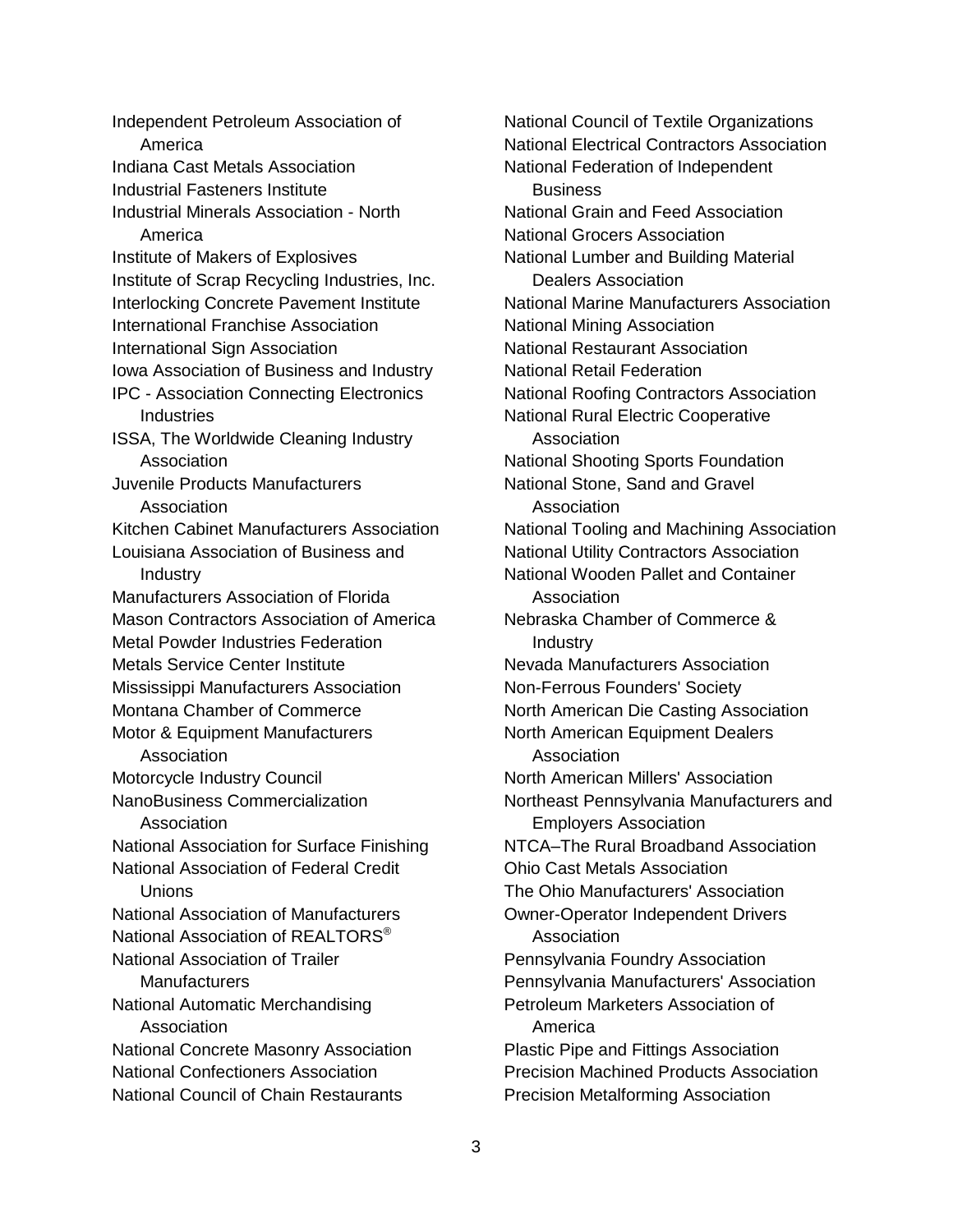Independent Petroleum Association of America
Indiana Cast Metals Association
Industrial Fasteners Institute
Industrial Minerals Association - North America
Institute of Makers of Explosives
Institute of Scrap Recycling Industries, Inc.
Interlocking Concrete Pavement Institute
International Franchise Association
International Sign Association
Iowa Association of Business and Industry
IPC - Association Connecting Electronics Industries
ISSA, The Worldwide Cleaning Industry Association
Juvenile Products Manufacturers Association
Kitchen Cabinet Manufacturers Association
Louisiana Association of Business and Industry
Manufacturers Association of Florida
Mason Contractors Association of America
Metal Powder Industries Federation
Metals Service Center Institute
Mississippi Manufacturers Association
Montana Chamber of Commerce
Motor & Equipment Manufacturers Association
Motorcycle Industry Council
NanoBusiness Commercialization Association
National Association for Surface Finishing
National Association of Federal Credit Unions
National Association of Manufacturers
National Association of REALTORS®
National Association of Trailer Manufacturers
National Automatic Merchandising Association
National Concrete Masonry Association
National Confectioners Association
National Council of Chain Restaurants
National Council of Textile Organizations
National Electrical Contractors Association
National Federation of Independent Business
National Grain and Feed Association
National Grocers Association
National Lumber and Building Material Dealers Association
National Marine Manufacturers Association
National Mining Association
National Restaurant Association
National Retail Federation
National Roofing Contractors Association
National Rural Electric Cooperative Association
National Shooting Sports Foundation
National Stone, Sand and Gravel Association
National Tooling and Machining Association
National Utility Contractors Association
National Wooden Pallet and Container Association
Nebraska Chamber of Commerce & Industry
Nevada Manufacturers Association
Non-Ferrous Founders' Society
North American Die Casting Association
North American Equipment Dealers Association
North American Millers' Association
Northeast Pennsylvania Manufacturers and Employers Association
NTCA–The Rural Broadband Association
Ohio Cast Metals Association
The Ohio Manufacturers' Association
Owner-Operator Independent Drivers Association
Pennsylvania Foundry Association
Pennsylvania Manufacturers' Association
Petroleum Marketers Association of America
Plastic Pipe and Fittings Association
Precision Machined Products Association
Precision Metalforming Association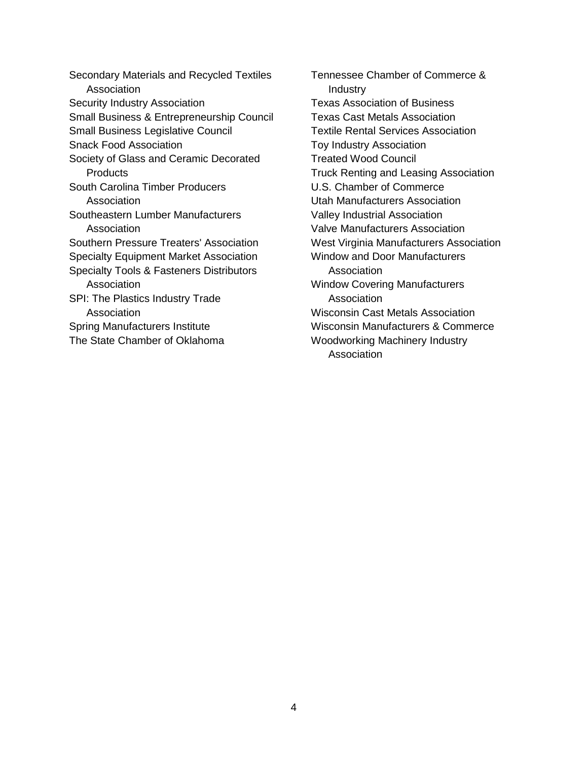Secondary Materials and Recycled Textiles Association
Security Industry Association
Small Business & Entrepreneurship Council
Small Business Legislative Council
Snack Food Association
Society of Glass and Ceramic Decorated Products
South Carolina Timber Producers Association
Southeastern Lumber Manufacturers Association
Southern Pressure Treaters' Association
Specialty Equipment Market Association
Specialty Tools & Fasteners Distributors Association
SPI: The Plastics Industry Trade Association
Spring Manufacturers Institute
The State Chamber of Oklahoma
Tennessee Chamber of Commerce & Industry
Texas Association of Business
Texas Cast Metals Association
Textile Rental Services Association
Toy Industry Association
Treated Wood Council
Truck Renting and Leasing Association
U.S. Chamber of Commerce
Utah Manufacturers Association
Valley Industrial Association
Valve Manufacturers Association
West Virginia Manufacturers Association
Window and Door Manufacturers Association
Window Covering Manufacturers Association
Wisconsin Cast Metals Association
Wisconsin Manufacturers & Commerce
Woodworking Machinery Industry Association